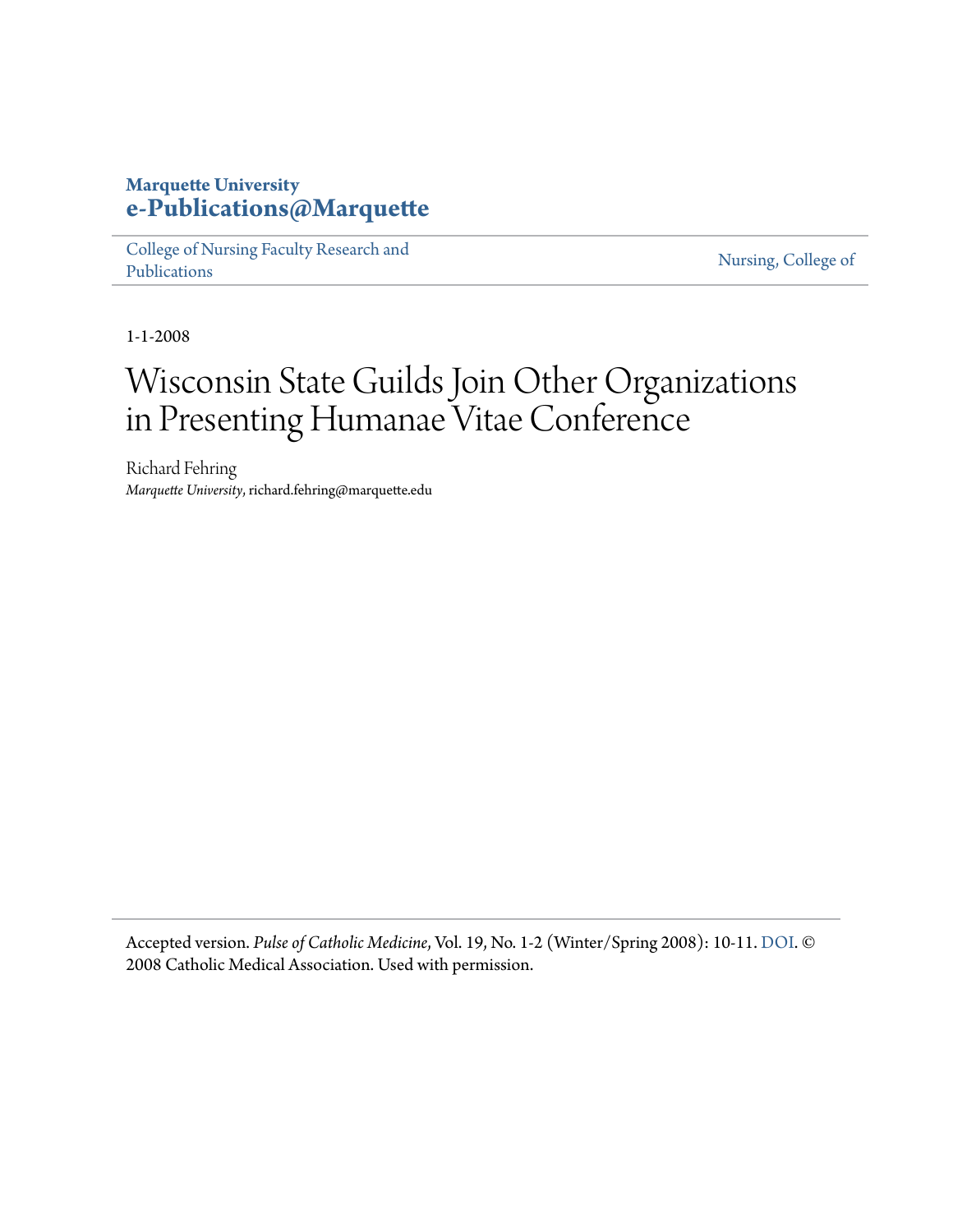**Marquette University**
**e-Publications@Marquette**

College of Nursing Faculty Research and Publications | Nursing, College of

1-1-2008

# Wisconsin State Guilds Join Other Organizations in Presenting Humanae Vitae Conference

Richard Fehring
*Marquette University*, richard.fehring@marquette.edu

Accepted version. *Pulse of Catholic Medicine*, Vol. 19, No. 1-2 (Winter/Spring 2008): 10-11. DOI. © 2008 Catholic Medical Association. Used with permission.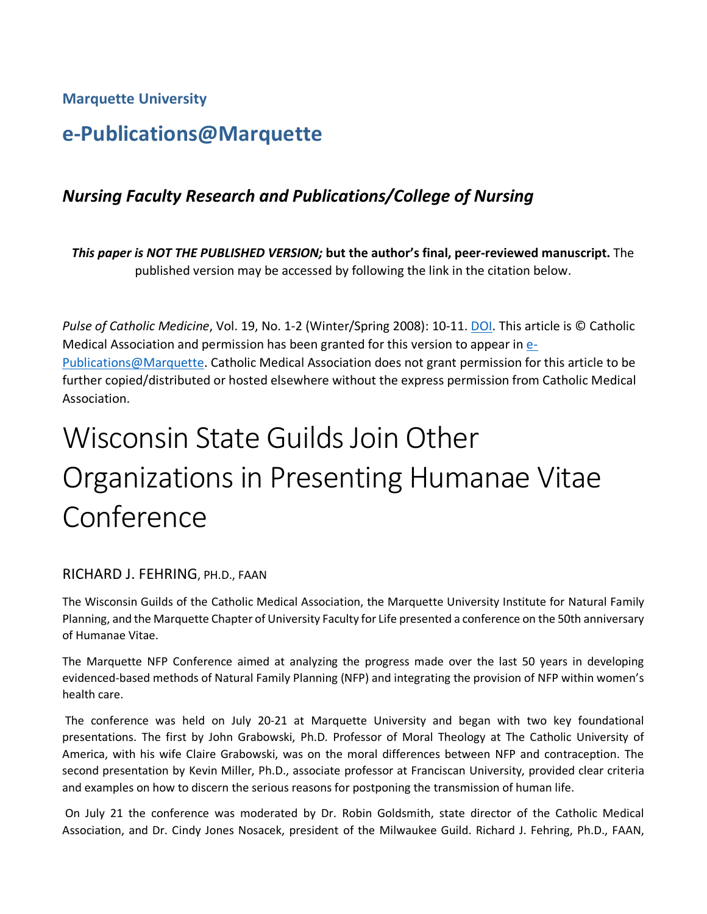Marquette University

# e-Publications@Marquette

## *Nursing Faculty Research and Publications/College of Nursing*

***This paper is NOT THE PUBLISHED VERSION;* but the author's final, peer-reviewed manuscript.** The published version may be accessed by following the link in the citation below.

*Pulse of Catholic Medicine*, Vol. 19, No. 1-2 (Winter/Spring 2008): 10-11. DOI. This article is © Catholic Medical Association and permission has been granted for this version to appear in e-Publications@Marquette. Catholic Medical Association does not grant permission for this article to be further copied/distributed or hosted elsewhere without the express permission from Catholic Medical Association.

# Wisconsin State Guilds Join Other Organizations in Presenting Humanae Vitae Conference

RICHARD J. FEHRING, PH.D., FAAN

The Wisconsin Guilds of the Catholic Medical Association, the Marquette University Institute for Natural Family Planning, and the Marquette Chapter of University Faculty for Life presented a conference on the 50th anniversary of Humanae Vitae.

The Marquette NFP Conference aimed at analyzing the progress made over the last 50 years in developing evidenced-based methods of Natural Family Planning (NFP) and integrating the provision of NFP within women's health care.

The conference was held on July 20-21 at Marquette University and began with two key foundational presentations. The first by John Grabowski, Ph.D. Professor of Moral Theology at The Catholic University of America, with his wife Claire Grabowski, was on the moral differences between NFP and contraception. The second presentation by Kevin Miller, Ph.D., associate professor at Franciscan University, provided clear criteria and examples on how to discern the serious reasons for postponing the transmission of human life.

On July 21 the conference was moderated by Dr. Robin Goldsmith, state director of the Catholic Medical Association, and Dr. Cindy Jones Nosacek, president of the Milwaukee Guild. Richard J. Fehring, Ph.D., FAAN,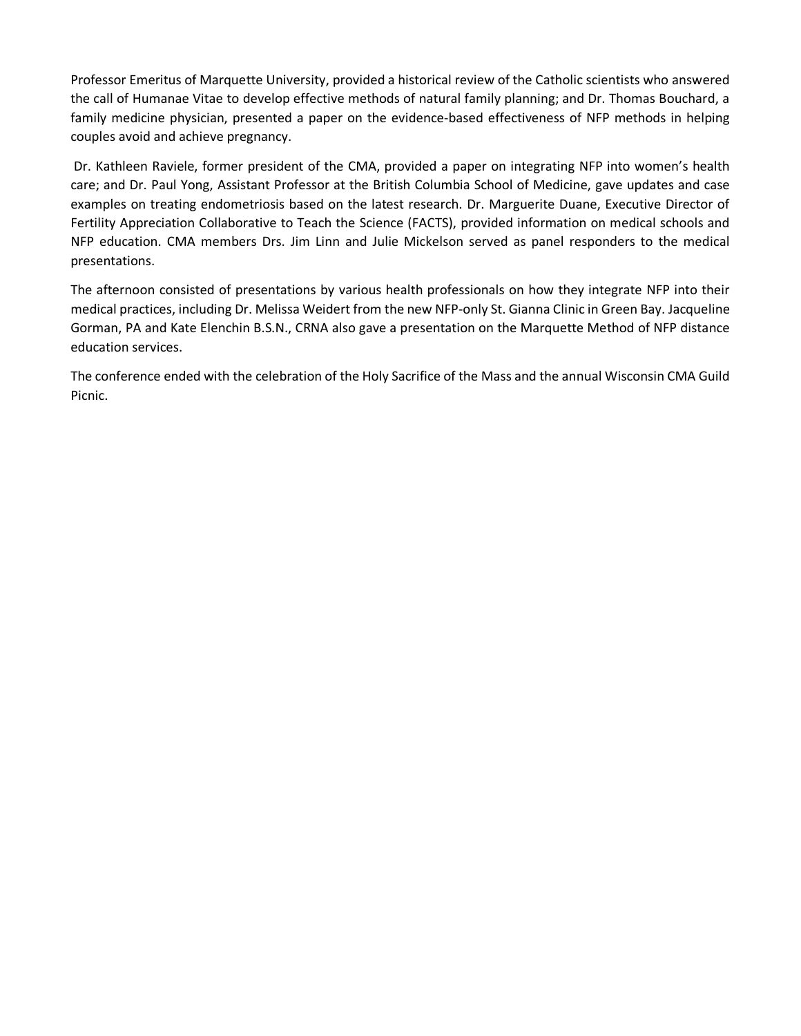Professor Emeritus of Marquette University, provided a historical review of the Catholic scientists who answered the call of Humanae Vitae to develop effective methods of natural family planning; and Dr. Thomas Bouchard, a family medicine physician, presented a paper on the evidence-based effectiveness of NFP methods in helping couples avoid and achieve pregnancy.

Dr. Kathleen Raviele, former president of the CMA, provided a paper on integrating NFP into women's health care; and Dr. Paul Yong, Assistant Professor at the British Columbia School of Medicine, gave updates and case examples on treating endometriosis based on the latest research. Dr. Marguerite Duane, Executive Director of Fertility Appreciation Collaborative to Teach the Science (FACTS), provided information on medical schools and NFP education. CMA members Drs. Jim Linn and Julie Mickelson served as panel responders to the medical presentations.

The afternoon consisted of presentations by various health professionals on how they integrate NFP into their medical practices, including Dr. Melissa Weidert from the new NFP-only St. Gianna Clinic in Green Bay. Jacqueline Gorman, PA and Kate Elenchin B.S.N., CRNA also gave a presentation on the Marquette Method of NFP distance education services.

The conference ended with the celebration of the Holy Sacrifice of the Mass and the annual Wisconsin CMA Guild Picnic.